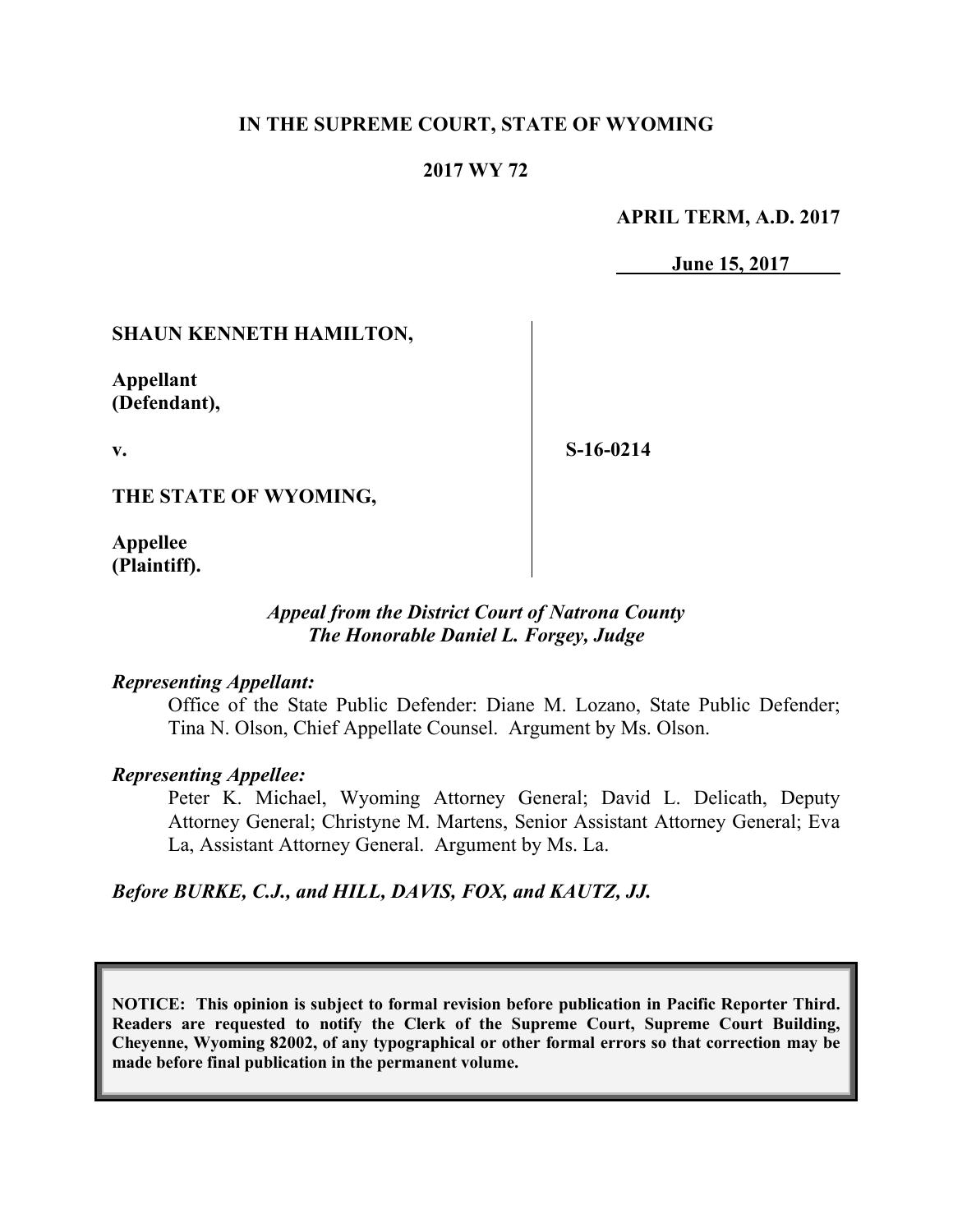**IN THE SUPREME COURT, STATE OF WYOMING**

**2017 WY 72**

**APRIL TERM, A.D. 2017**

**June 15, 2017**

| | |
|---|---|
| **SHAUN KENNETH HAMILTON,**<br><br>**Appellant (Defendant),**<br><br>**v.**<br><br>**THE STATE OF WYOMING,**<br><br>**Appellee (Plaintiff).** | **S-16-0214** |

*Appeal from the District Court of Natrona County*
*The Honorable Daniel L. Forgey, Judge*

***Representing Appellant:***

Office of the State Public Defender: Diane M. Lozano, State Public Defender; Tina N. Olson, Chief Appellate Counsel. Argument by Ms. Olson.

***Representing Appellee:***

Peter K. Michael, Wyoming Attorney General; David L. Delicath, Deputy Attorney General; Christyne M. Martens, Senior Assistant Attorney General; Eva La, Assistant Attorney General. Argument by Ms. La.

***Before BURKE, C.J., and HILL, DAVIS, FOX, and KAUTZ, JJ.***

**NOTICE: This opinion is subject to formal revision before publication in Pacific Reporter Third. Readers are requested to notify the Clerk of the Supreme Court, Supreme Court Building, Cheyenne, Wyoming 82002, of any typographical or other formal errors so that correction may be made before final publication in the permanent volume.**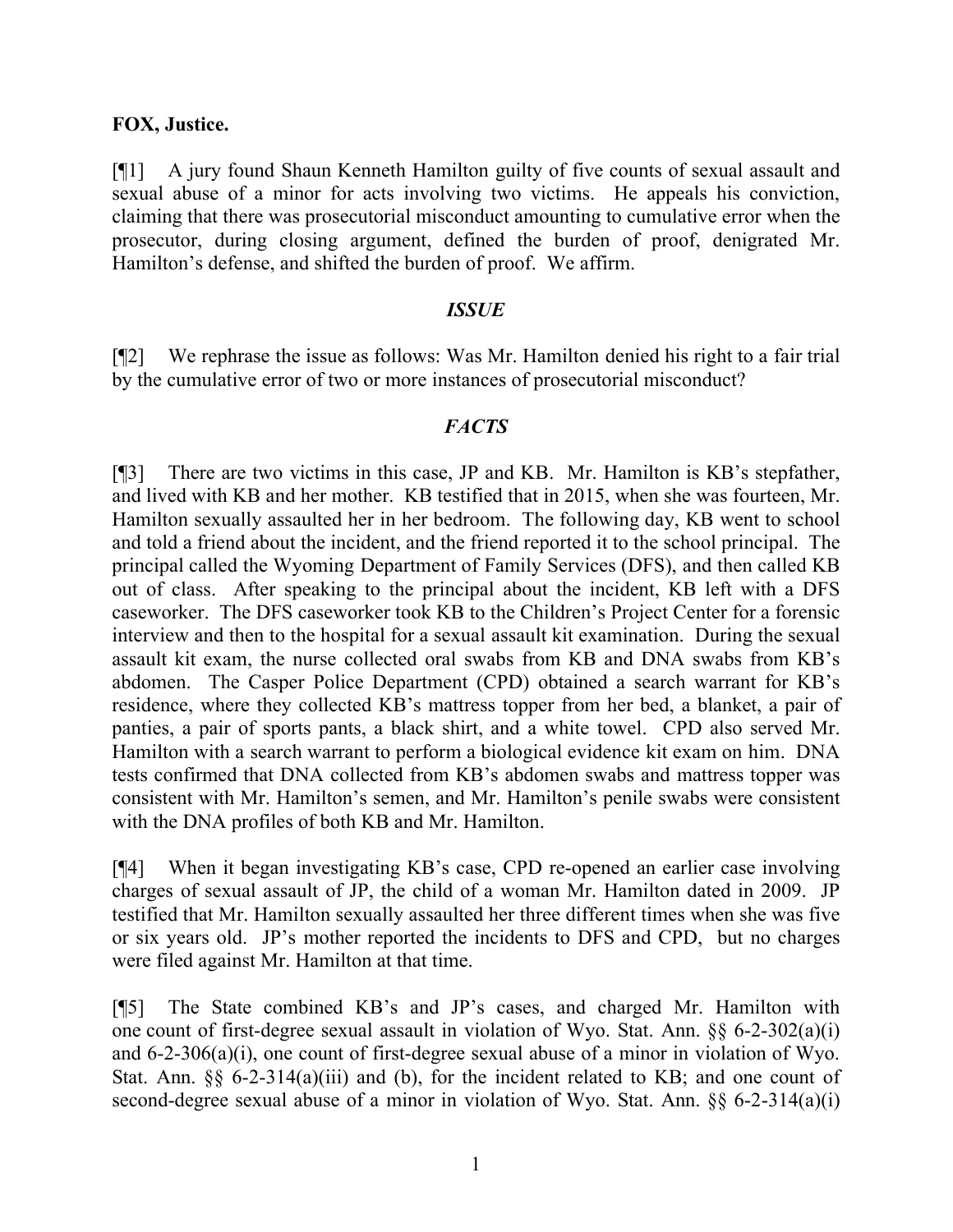**FOX, Justice.**

[¶1] A jury found Shaun Kenneth Hamilton guilty of five counts of sexual assault and sexual abuse of a minor for acts involving two victims. He appeals his conviction, claiming that there was prosecutorial misconduct amounting to cumulative error when the prosecutor, during closing argument, defined the burden of proof, denigrated Mr. Hamilton's defense, and shifted the burden of proof. We affirm.

### *ISSUE*

[¶2] We rephrase the issue as follows: Was Mr. Hamilton denied his right to a fair trial by the cumulative error of two or more instances of prosecutorial misconduct?

### *FACTS*

[¶3] There are two victims in this case, JP and KB. Mr. Hamilton is KB's stepfather, and lived with KB and her mother. KB testified that in 2015, when she was fourteen, Mr. Hamilton sexually assaulted her in her bedroom. The following day, KB went to school and told a friend about the incident, and the friend reported it to the school principal. The principal called the Wyoming Department of Family Services (DFS), and then called KB out of class. After speaking to the principal about the incident, KB left with a DFS caseworker. The DFS caseworker took KB to the Children's Project Center for a forensic interview and then to the hospital for a sexual assault kit examination. During the sexual assault kit exam, the nurse collected oral swabs from KB and DNA swabs from KB's abdomen. The Casper Police Department (CPD) obtained a search warrant for KB's residence, where they collected KB's mattress topper from her bed, a blanket, a pair of panties, a pair of sports pants, a black shirt, and a white towel. CPD also served Mr. Hamilton with a search warrant to perform a biological evidence kit exam on him. DNA tests confirmed that DNA collected from KB's abdomen swabs and mattress topper was consistent with Mr. Hamilton's semen, and Mr. Hamilton's penile swabs were consistent with the DNA profiles of both KB and Mr. Hamilton.

[¶4] When it began investigating KB's case, CPD re-opened an earlier case involving charges of sexual assault of JP, the child of a woman Mr. Hamilton dated in 2009. JP testified that Mr. Hamilton sexually assaulted her three different times when she was five or six years old. JP's mother reported the incidents to DFS and CPD, but no charges were filed against Mr. Hamilton at that time.

[¶5] The State combined KB's and JP's cases, and charged Mr. Hamilton with one count of first-degree sexual assault in violation of Wyo. Stat. Ann. §§ 6-2-302(a)(i) and 6-2-306(a)(i), one count of first-degree sexual abuse of a minor in violation of Wyo. Stat. Ann. §§ 6-2-314(a)(iii) and (b), for the incident related to KB; and one count of second-degree sexual abuse of a minor in violation of Wyo. Stat. Ann. §§ 6-2-314(a)(i)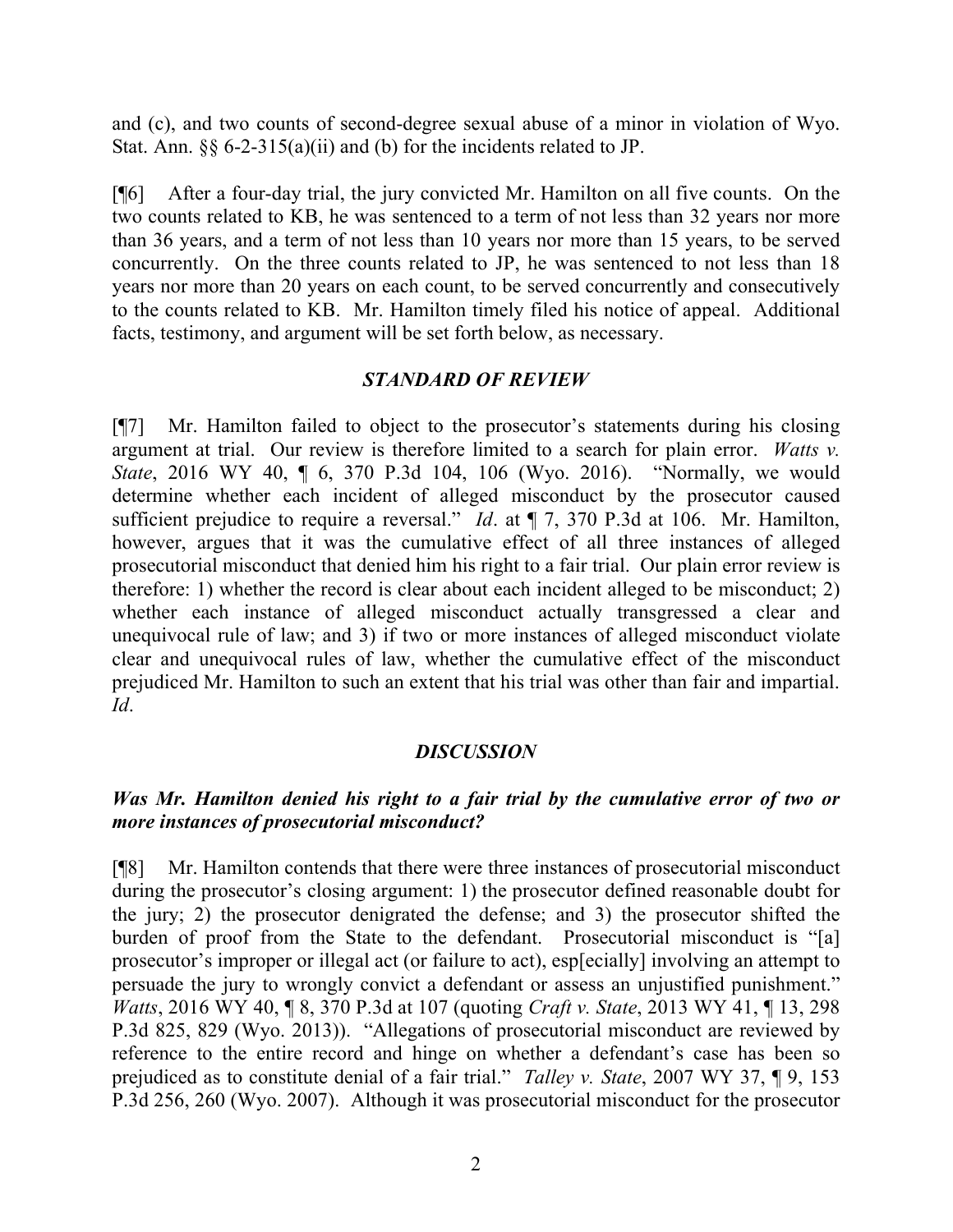and (c), and two counts of second-degree sexual abuse of a minor in violation of Wyo. Stat. Ann. §§ 6-2-315(a)(ii) and (b) for the incidents related to JP.

[¶6] After a four-day trial, the jury convicted Mr. Hamilton on all five counts. On the two counts related to KB, he was sentenced to a term of not less than 32 years nor more than 36 years, and a term of not less than 10 years nor more than 15 years, to be served concurrently. On the three counts related to JP, he was sentenced to not less than 18 years nor more than 20 years on each count, to be served concurrently and consecutively to the counts related to KB. Mr. Hamilton timely filed his notice of appeal. Additional facts, testimony, and argument will be set forth below, as necessary.

### *STANDARD OF REVIEW*

[¶7] Mr. Hamilton failed to object to the prosecutor's statements during his closing argument at trial. Our review is therefore limited to a search for plain error. *Watts v. State*, 2016 WY 40, ¶ 6, 370 P.3d 104, 106 (Wyo. 2016). "Normally, we would determine whether each incident of alleged misconduct by the prosecutor caused sufficient prejudice to require a reversal." *Id*. at ¶ 7, 370 P.3d at 106. Mr. Hamilton, however, argues that it was the cumulative effect of all three instances of alleged prosecutorial misconduct that denied him his right to a fair trial. Our plain error review is therefore: 1) whether the record is clear about each incident alleged to be misconduct; 2) whether each instance of alleged misconduct actually transgressed a clear and unequivocal rule of law; and 3) if two or more instances of alleged misconduct violate clear and unequivocal rules of law, whether the cumulative effect of the misconduct prejudiced Mr. Hamilton to such an extent that his trial was other than fair and impartial. *Id*.

### *DISCUSSION*

### *Was Mr. Hamilton denied his right to a fair trial by the cumulative error of two or more instances of prosecutorial misconduct?*

[¶8] Mr. Hamilton contends that there were three instances of prosecutorial misconduct during the prosecutor's closing argument: 1) the prosecutor defined reasonable doubt for the jury; 2) the prosecutor denigrated the defense; and 3) the prosecutor shifted the burden of proof from the State to the defendant. Prosecutorial misconduct is "[a] prosecutor's improper or illegal act (or failure to act), esp[ecially] involving an attempt to persuade the jury to wrongly convict a defendant or assess an unjustified punishment." *Watts*, 2016 WY 40, ¶ 8, 370 P.3d at 107 (quoting *Craft v. State*, 2013 WY 41, ¶ 13, 298 P.3d 825, 829 (Wyo. 2013)). "Allegations of prosecutorial misconduct are reviewed by reference to the entire record and hinge on whether a defendant's case has been so prejudiced as to constitute denial of a fair trial." *Talley v. State*, 2007 WY 37, ¶ 9, 153 P.3d 256, 260 (Wyo. 2007). Although it was prosecutorial misconduct for the prosecutor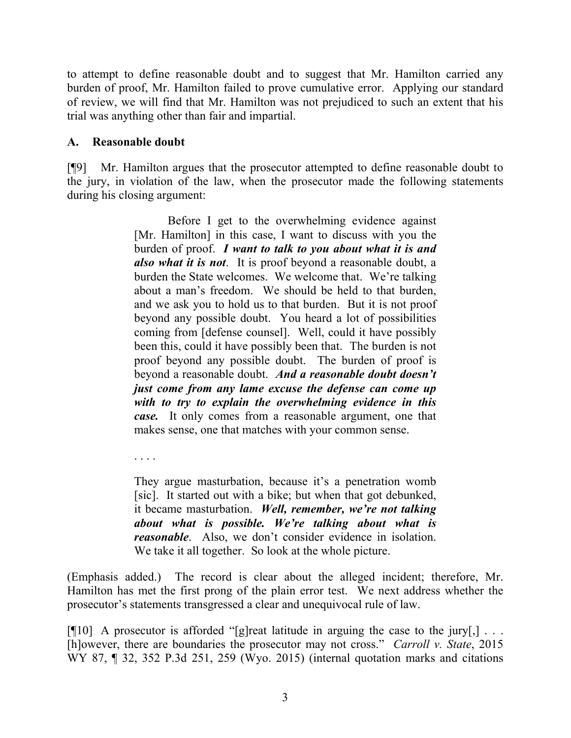to attempt to define reasonable doubt and to suggest that Mr. Hamilton carried any burden of proof, Mr. Hamilton failed to prove cumulative error. Applying our standard of review, we will find that Mr. Hamilton was not prejudiced to such an extent that his trial was anything other than fair and impartial.

### A. Reasonable doubt

[¶9] Mr. Hamilton argues that the prosecutor attempted to define reasonable doubt to the jury, in violation of the law, when the prosecutor made the following statements during his closing argument:

> Before I get to the overwhelming evidence against [Mr. Hamilton] in this case, I want to discuss with you the burden of proof. ***I want to talk to you about what it is and also what it is not***. It is proof beyond a reasonable doubt, a burden the State welcomes. We welcome that. We're talking about a man's freedom. We should be held to that burden, and we ask you to hold us to that burden. But it is not proof beyond any possible doubt. You heard a lot of possibilities coming from [defense counsel]. Well, could it have possibly been this, could it have possibly been that. The burden is not proof beyond any possible doubt. The burden of proof is beyond a reasonable doubt. ***And a reasonable doubt doesn't just come from any lame excuse the defense can come up with to try to explain the overwhelming evidence in this case.*** It only comes from a reasonable argument, one that makes sense, one that matches with your common sense.
>
> . . . .
>
> They argue masturbation, because it's a penetration womb [sic]. It started out with a bike; but when that got debunked, it became masturbation. ***Well, remember, we're not talking about what is possible. We're talking about what is reasonable***. Also, we don't consider evidence in isolation. We take it all together. So look at the whole picture.

(Emphasis added.) The record is clear about the alleged incident; therefore, Mr. Hamilton has met the first prong of the plain error test. We next address whether the prosecutor's statements transgressed a clear and unequivocal rule of law.

[¶10] A prosecutor is afforded "[g]reat latitude in arguing the case to the jury[,] . . . [h]owever, there are boundaries the prosecutor may not cross." *Carroll v. State*, 2015 WY 87, ¶ 32, 352 P.3d 251, 259 (Wyo. 2015) (internal quotation marks and citations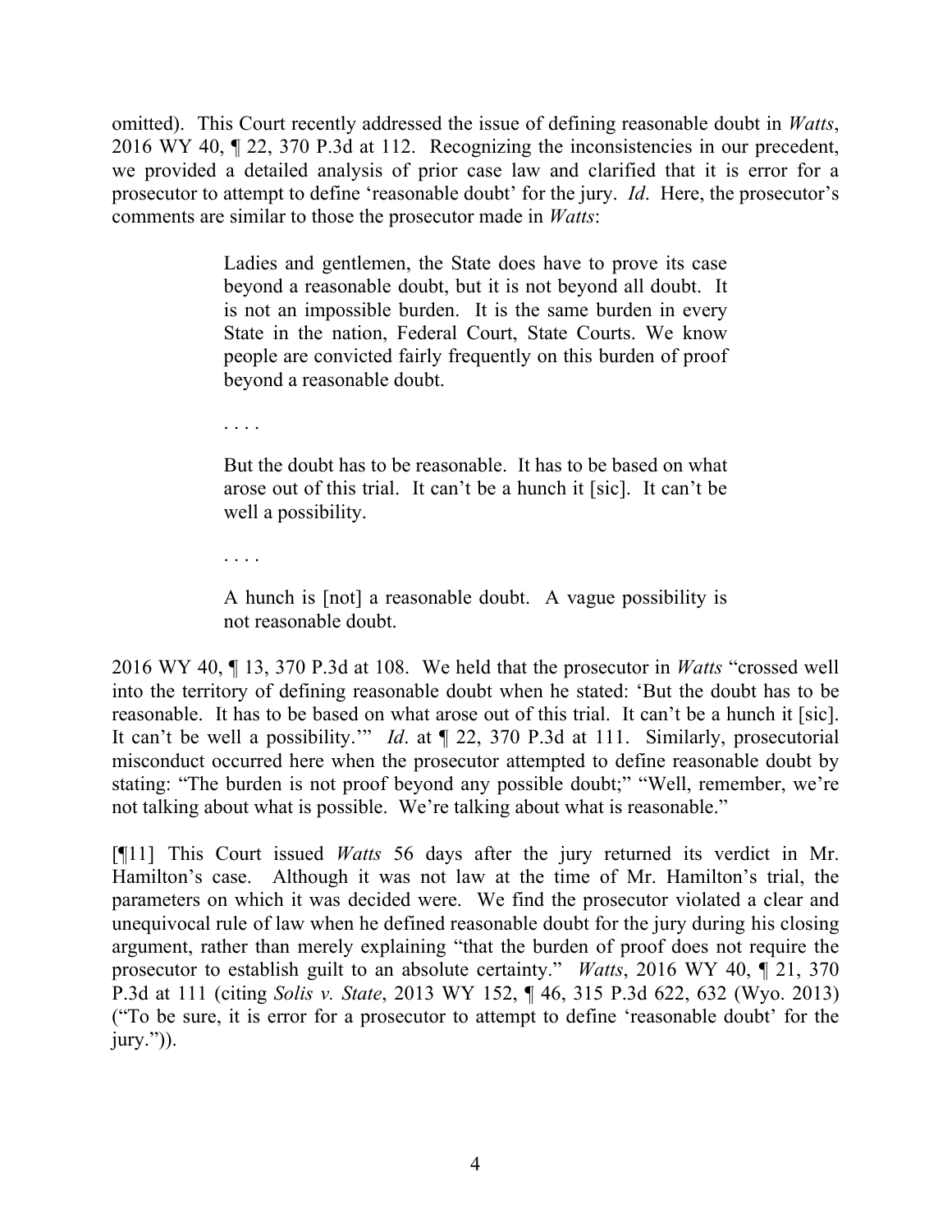omitted). This Court recently addressed the issue of defining reasonable doubt in *Watts*, 2016 WY 40, ¶ 22, 370 P.3d at 112. Recognizing the inconsistencies in our precedent, we provided a detailed analysis of prior case law and clarified that it is error for a prosecutor to attempt to define 'reasonable doubt' for the jury. *Id*. Here, the prosecutor's comments are similar to those the prosecutor made in *Watts*:

> Ladies and gentlemen, the State does have to prove its case beyond a reasonable doubt, but it is not beyond all doubt. It is not an impossible burden. It is the same burden in every State in the nation, Federal Court, State Courts. We know people are convicted fairly frequently on this burden of proof beyond a reasonable doubt.
>
> . . . .
>
> But the doubt has to be reasonable. It has to be based on what arose out of this trial. It can't be a hunch it [sic]. It can't be well a possibility.
>
> . . . .
>
> A hunch is [not] a reasonable doubt. A vague possibility is not reasonable doubt.

2016 WY 40, ¶ 13, 370 P.3d at 108. We held that the prosecutor in *Watts* "crossed well into the territory of defining reasonable doubt when he stated: 'But the doubt has to be reasonable. It has to be based on what arose out of this trial. It can't be a hunch it [sic]. It can't be well a possibility.'" *Id*. at ¶ 22, 370 P.3d at 111. Similarly, prosecutorial misconduct occurred here when the prosecutor attempted to define reasonable doubt by stating: "The burden is not proof beyond any possible doubt;" "Well, remember, we're not talking about what is possible. We're talking about what is reasonable."

[¶11] This Court issued *Watts* 56 days after the jury returned its verdict in Mr. Hamilton's case. Although it was not law at the time of Mr. Hamilton's trial, the parameters on which it was decided were. We find the prosecutor violated a clear and unequivocal rule of law when he defined reasonable doubt for the jury during his closing argument, rather than merely explaining "that the burden of proof does not require the prosecutor to establish guilt to an absolute certainty." *Watts*, 2016 WY 40, ¶ 21, 370 P.3d at 111 (citing *Solis v. State*, 2013 WY 152, ¶ 46, 315 P.3d 622, 632 (Wyo. 2013) ("To be sure, it is error for a prosecutor to attempt to define 'reasonable doubt' for the jury.")).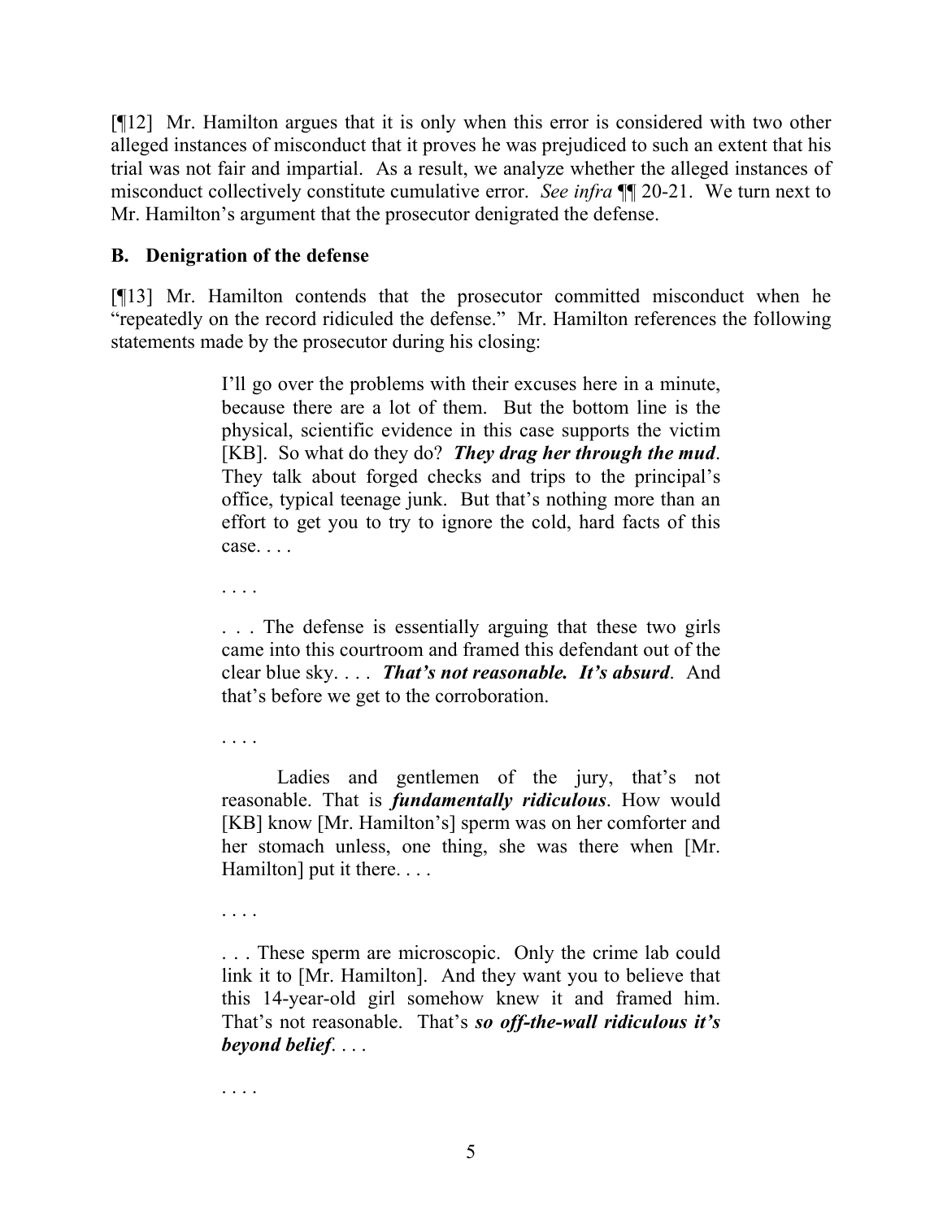[¶12] Mr. Hamilton argues that it is only when this error is considered with two other alleged instances of misconduct that it proves he was prejudiced to such an extent that his trial was not fair and impartial. As a result, we analyze whether the alleged instances of misconduct collectively constitute cumulative error. *See infra* ¶¶ 20-21. We turn next to Mr. Hamilton's argument that the prosecutor denigrated the defense.

## B. Denigration of the defense

[¶13] Mr. Hamilton contends that the prosecutor committed misconduct when he "repeatedly on the record ridiculed the defense." Mr. Hamilton references the following statements made by the prosecutor during his closing:

> I'll go over the problems with their excuses here in a minute, because there are a lot of them. But the bottom line is the physical, scientific evidence in this case supports the victim [KB]. So what do they do? ***They drag her through the mud***. They talk about forged checks and trips to the principal's office, typical teenage junk. But that's nothing more than an effort to get you to try to ignore the cold, hard facts of this case. . . .
>
> . . . .
>
> . . . The defense is essentially arguing that these two girls came into this courtroom and framed this defendant out of the clear blue sky. . . . ***That's not reasonable. It's absurd***. And that's before we get to the corroboration.
>
> . . . .
>
> Ladies and gentlemen of the jury, that's not reasonable. That is ***fundamentally ridiculous***. How would [KB] know [Mr. Hamilton's] sperm was on her comforter and her stomach unless, one thing, she was there when [Mr. Hamilton] put it there. . . .
>
> . . . .
>
> . . . These sperm are microscopic. Only the crime lab could link it to [Mr. Hamilton]. And they want you to believe that this 14-year-old girl somehow knew it and framed him. That's not reasonable. That's ***so off-the-wall ridiculous it's beyond belief***. . . .
>
> . . . .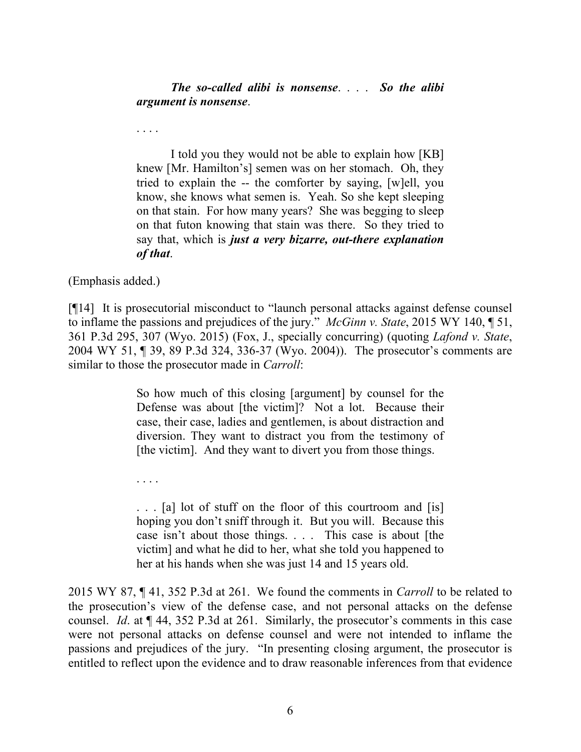> ***The so-called alibi is nonsense***. . . . ***So the alibi argument is nonsense***.
>
> . . . .
>
> I told you they would not be able to explain how [KB] knew [Mr. Hamilton's] semen was on her stomach. Oh, they tried to explain the -- the comforter by saying, [w]ell, you know, she knows what semen is. Yeah. So she kept sleeping on that stain. For how many years? She was begging to sleep on that futon knowing that stain was there. So they tried to say that, which is ***just a very bizarre, out-there explanation of that***.

(Emphasis added.)

[¶14] It is prosecutorial misconduct to "launch personal attacks against defense counsel to inflame the passions and prejudices of the jury." *McGinn v. State*, 2015 WY 140, ¶ 51, 361 P.3d 295, 307 (Wyo. 2015) (Fox, J., specially concurring) (quoting *Lafond v. State*, 2004 WY 51, ¶ 39, 89 P.3d 324, 336-37 (Wyo. 2004)). The prosecutor's comments are similar to those the prosecutor made in *Carroll*:

> So how much of this closing [argument] by counsel for the Defense was about [the victim]? Not a lot. Because their case, their case, ladies and gentlemen, is about distraction and diversion. They want to distract you from the testimony of [the victim]. And they want to divert you from those things.
>
> . . . .
>
> . . . [a] lot of stuff on the floor of this courtroom and [is] hoping you don't sniff through it. But you will. Because this case isn't about those things. . . . This case is about [the victim] and what he did to her, what she told you happened to her at his hands when she was just 14 and 15 years old.

2015 WY 87, ¶ 41, 352 P.3d at 261. We found the comments in *Carroll* to be related to the prosecution's view of the defense case, and not personal attacks on the defense counsel. *Id*. at ¶ 44, 352 P.3d at 261. Similarly, the prosecutor's comments in this case were not personal attacks on defense counsel and were not intended to inflame the passions and prejudices of the jury. "In presenting closing argument, the prosecutor is entitled to reflect upon the evidence and to draw reasonable inferences from that evidence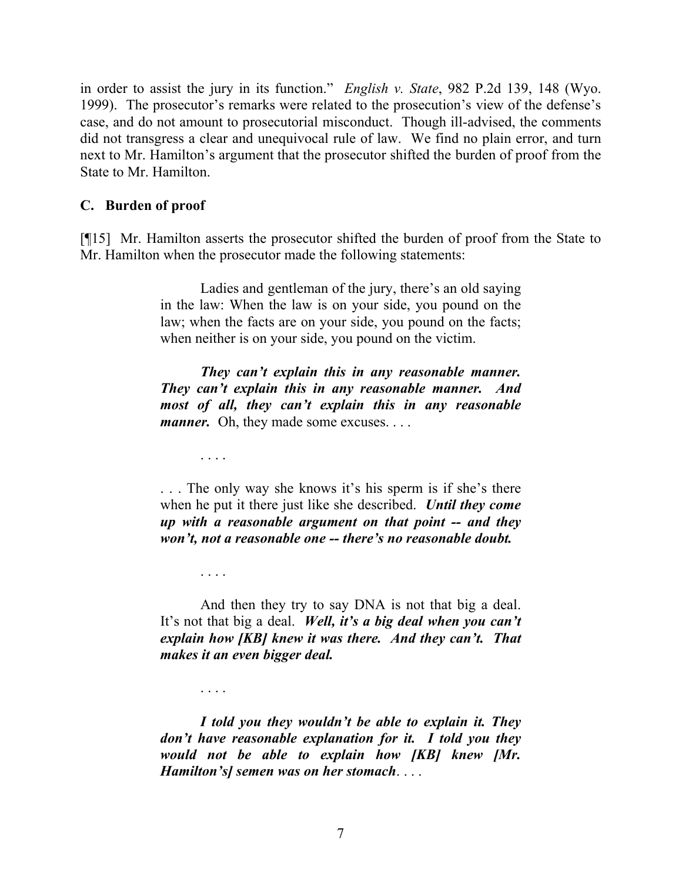in order to assist the jury in its function." *English v. State*, 982 P.2d 139, 148 (Wyo. 1999). The prosecutor's remarks were related to the prosecution's view of the defense's case, and do not amount to prosecutorial misconduct. Though ill-advised, the comments did not transgress a clear and unequivocal rule of law. We find no plain error, and turn next to Mr. Hamilton's argument that the prosecutor shifted the burden of proof from the State to Mr. Hamilton.

### C. Burden of proof

[¶15] Mr. Hamilton asserts the prosecutor shifted the burden of proof from the State to Mr. Hamilton when the prosecutor made the following statements:

> Ladies and gentleman of the jury, there's an old saying in the law: When the law is on your side, you pound on the law; when the facts are on your side, you pound on the facts; when neither is on your side, you pound on the victim.
>
> ***They can't explain this in any reasonable manner. They can't explain this in any reasonable manner. And most of all, they can't explain this in any reasonable manner.*** Oh, they made some excuses. . . .
>
> . . . .
>
> . . . The only way she knows it's his sperm is if she's there when he put it there just like she described. ***Until they come up with a reasonable argument on that point -- and they won't, not a reasonable one -- there's no reasonable doubt.***
>
> . . . .
>
> And then they try to say DNA is not that big a deal. It's not that big a deal. ***Well, it's a big deal when you can't explain how [KB] knew it was there. And they can't. That makes it an even bigger deal.***
>
> . . . .
>
> ***I told you they wouldn't be able to explain it. They don't have reasonable explanation for it. I told you they would not be able to explain how [KB] knew [Mr. Hamilton's] semen was on her stomach***. . . .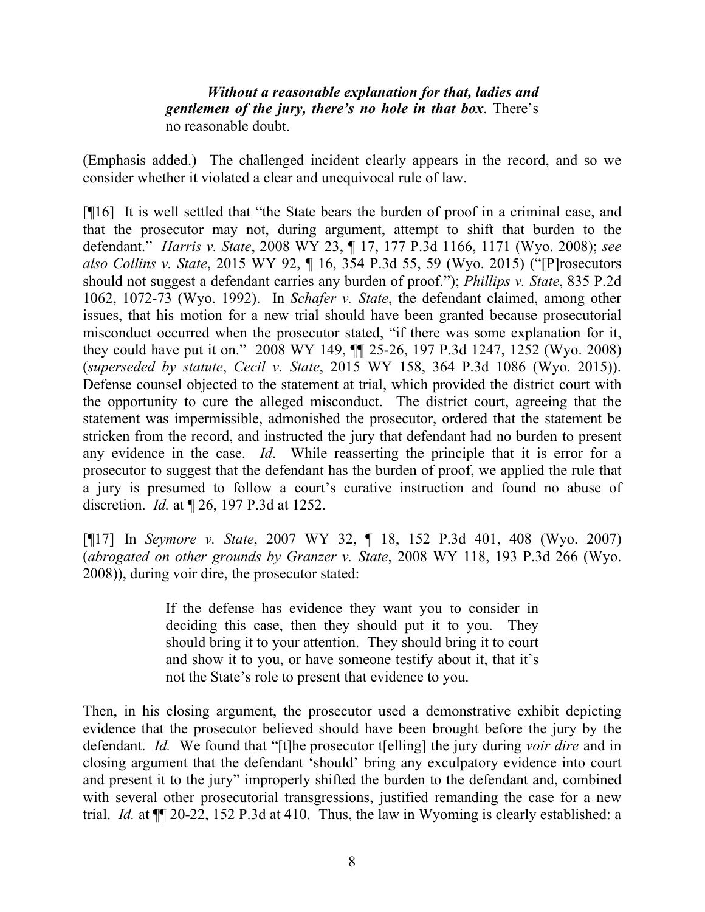> ***Without a reasonable explanation for that, ladies and gentlemen of the jury, there's no hole in that box***. There's no reasonable doubt.

(Emphasis added.) The challenged incident clearly appears in the record, and so we consider whether it violated a clear and unequivocal rule of law.

[¶16] It is well settled that "the State bears the burden of proof in a criminal case, and that the prosecutor may not, during argument, attempt to shift that burden to the defendant." *Harris v. State*, 2008 WY 23, ¶ 17, 177 P.3d 1166, 1171 (Wyo. 2008); *see also Collins v. State*, 2015 WY 92, ¶ 16, 354 P.3d 55, 59 (Wyo. 2015) ("[P]rosecutors should not suggest a defendant carries any burden of proof."); *Phillips v. State*, 835 P.2d 1062, 1072-73 (Wyo. 1992). In *Schafer v. State*, the defendant claimed, among other issues, that his motion for a new trial should have been granted because prosecutorial misconduct occurred when the prosecutor stated, "if there was some explanation for it, they could have put it on." 2008 WY 149, ¶¶ 25-26, 197 P.3d 1247, 1252 (Wyo. 2008) (*superseded by statute*, *Cecil v. State*, 2015 WY 158, 364 P.3d 1086 (Wyo. 2015)). Defense counsel objected to the statement at trial, which provided the district court with the opportunity to cure the alleged misconduct. The district court, agreeing that the statement was impermissible, admonished the prosecutor, ordered that the statement be stricken from the record, and instructed the jury that defendant had no burden to present any evidence in the case. *Id*. While reasserting the principle that it is error for a prosecutor to suggest that the defendant has the burden of proof, we applied the rule that a jury is presumed to follow a court's curative instruction and found no abuse of discretion. *Id.* at ¶ 26, 197 P.3d at 1252.

[¶17] In *Seymore v. State*, 2007 WY 32, ¶ 18, 152 P.3d 401, 408 (Wyo. 2007) (*abrogated on other grounds by Granzer v. State*, 2008 WY 118, 193 P.3d 266 (Wyo. 2008)), during voir dire, the prosecutor stated:

> If the defense has evidence they want you to consider in deciding this case, then they should put it to you. They should bring it to your attention. They should bring it to court and show it to you, or have someone testify about it, that it's not the State's role to present that evidence to you.

Then, in his closing argument, the prosecutor used a demonstrative exhibit depicting evidence that the prosecutor believed should have been brought before the jury by the defendant. *Id.* We found that "[t]he prosecutor t[elling] the jury during *voir dire* and in closing argument that the defendant 'should' bring any exculpatory evidence into court and present it to the jury" improperly shifted the burden to the defendant and, combined with several other prosecutorial transgressions, justified remanding the case for a new trial. *Id.* at ¶¶ 20-22, 152 P.3d at 410. Thus, the law in Wyoming is clearly established: a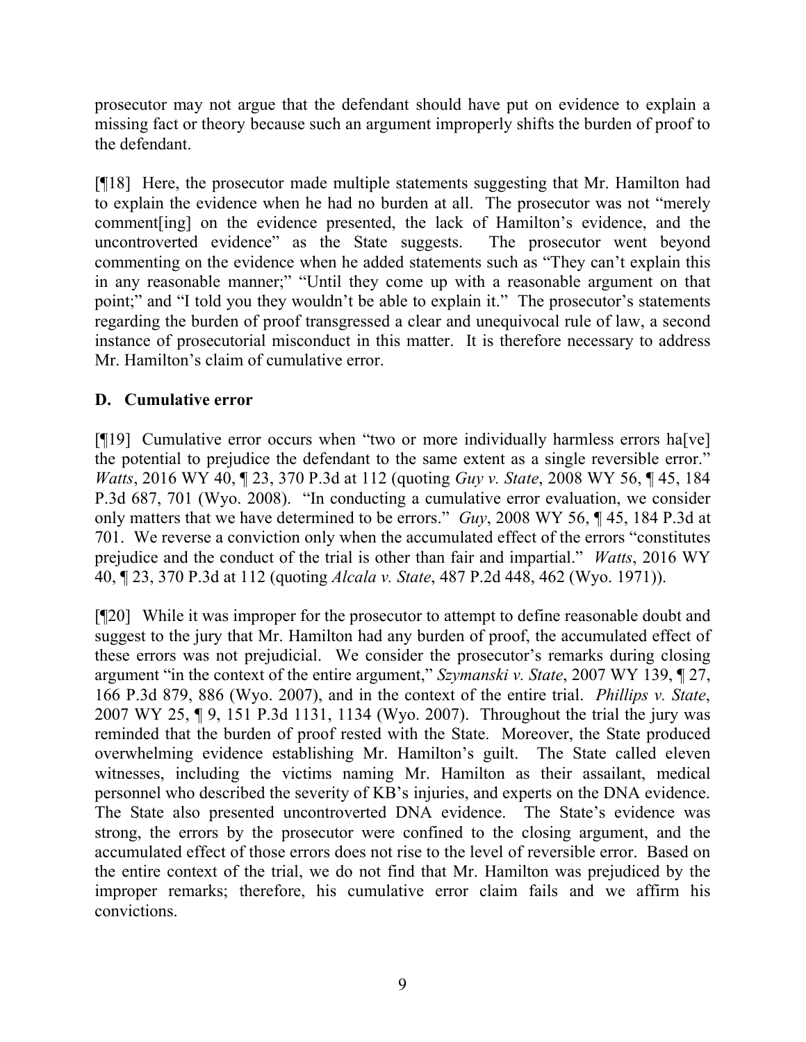prosecutor may not argue that the defendant should have put on evidence to explain a missing fact or theory because such an argument improperly shifts the burden of proof to the defendant.

[¶18] Here, the prosecutor made multiple statements suggesting that Mr. Hamilton had to explain the evidence when he had no burden at all. The prosecutor was not "merely comment[ing] on the evidence presented, the lack of Hamilton's evidence, and the uncontroverted evidence" as the State suggests. The prosecutor went beyond commenting on the evidence when he added statements such as "They can't explain this in any reasonable manner;" "Until they come up with a reasonable argument on that point;" and "I told you they wouldn't be able to explain it." The prosecutor's statements regarding the burden of proof transgressed a clear and unequivocal rule of law, a second instance of prosecutorial misconduct in this matter. It is therefore necessary to address Mr. Hamilton's claim of cumulative error.

**D. Cumulative error**

[¶19] Cumulative error occurs when "two or more individually harmless errors ha[ve] the potential to prejudice the defendant to the same extent as a single reversible error." *Watts*, 2016 WY 40, ¶ 23, 370 P.3d at 112 (quoting *Guy v. State*, 2008 WY 56, ¶ 45, 184 P.3d 687, 701 (Wyo. 2008). "In conducting a cumulative error evaluation, we consider only matters that we have determined to be errors." *Guy*, 2008 WY 56, ¶ 45, 184 P.3d at 701. We reverse a conviction only when the accumulated effect of the errors "constitutes prejudice and the conduct of the trial is other than fair and impartial." *Watts*, 2016 WY 40, ¶ 23, 370 P.3d at 112 (quoting *Alcala v. State*, 487 P.2d 448, 462 (Wyo. 1971)).

[¶20] While it was improper for the prosecutor to attempt to define reasonable doubt and suggest to the jury that Mr. Hamilton had any burden of proof, the accumulated effect of these errors was not prejudicial. We consider the prosecutor's remarks during closing argument "in the context of the entire argument," *Szymanski v. State*, 2007 WY 139, ¶ 27, 166 P.3d 879, 886 (Wyo. 2007), and in the context of the entire trial. *Phillips v. State*, 2007 WY 25, ¶ 9, 151 P.3d 1131, 1134 (Wyo. 2007). Throughout the trial the jury was reminded that the burden of proof rested with the State. Moreover, the State produced overwhelming evidence establishing Mr. Hamilton's guilt. The State called eleven witnesses, including the victims naming Mr. Hamilton as their assailant, medical personnel who described the severity of KB's injuries, and experts on the DNA evidence. The State also presented uncontroverted DNA evidence. The State's evidence was strong, the errors by the prosecutor were confined to the closing argument, and the accumulated effect of those errors does not rise to the level of reversible error. Based on the entire context of the trial, we do not find that Mr. Hamilton was prejudiced by the improper remarks; therefore, his cumulative error claim fails and we affirm his convictions.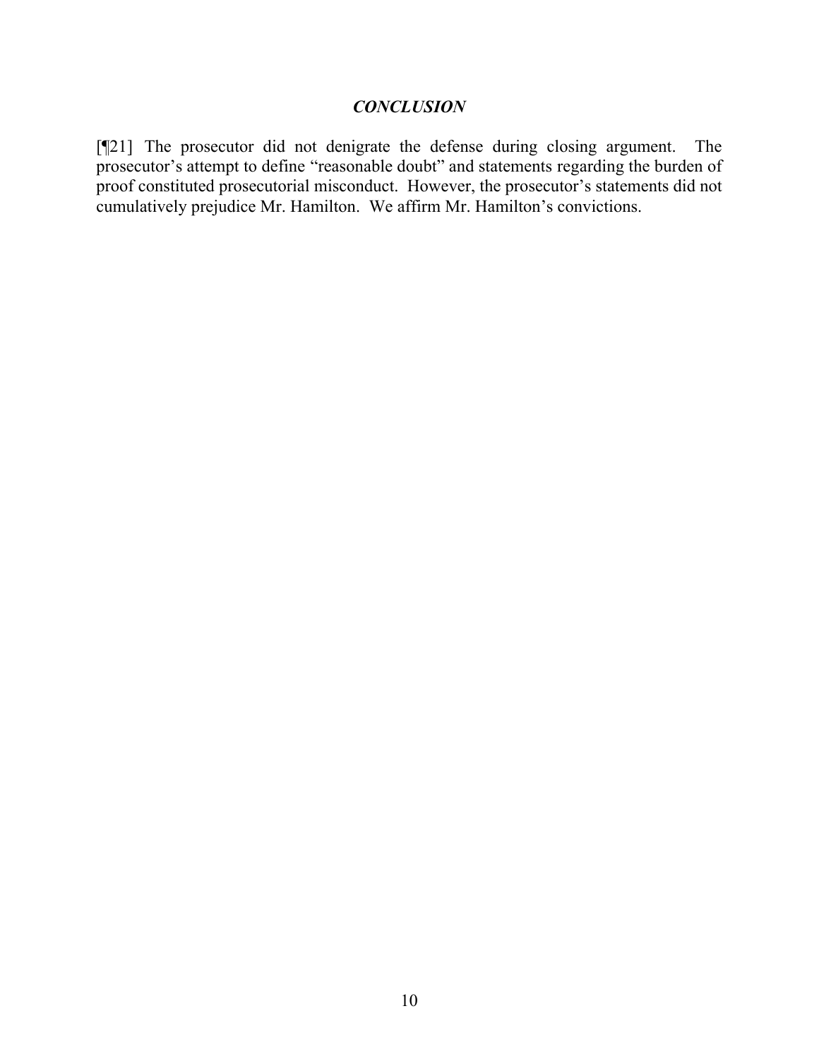## *CONCLUSION*

[¶21] The prosecutor did not denigrate the defense during closing argument. The prosecutor's attempt to define "reasonable doubt" and statements regarding the burden of proof constituted prosecutorial misconduct. However, the prosecutor's statements did not cumulatively prejudice Mr. Hamilton. We affirm Mr. Hamilton's convictions.